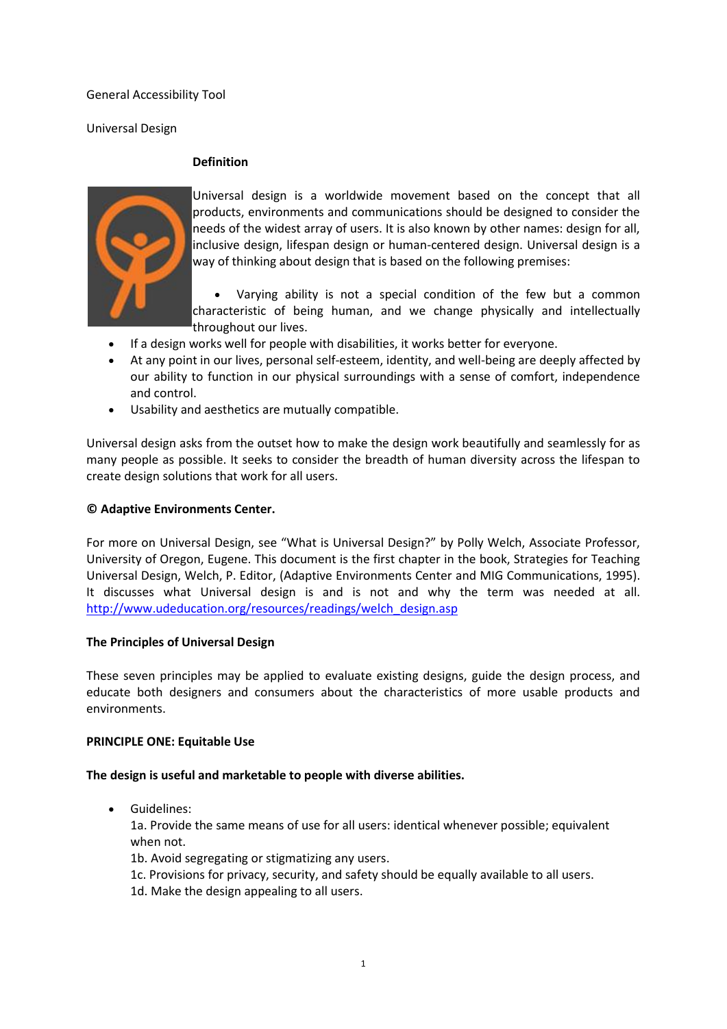General Accessibility Tool

Universal Design

**Definition**

Universal design is a worldwide movement based on the concept that all products, environments and communications should be designed to consider the needs of the widest array of users. It is also known by other names: design for all, inclusive design, lifespan design or human-centered design. Universal design is a way of thinking about design that is based on the following premises:

- Varying ability is not a special condition of the few but a common characteristic of being human, and we change physically and intellectually throughout our lives.
- If a design works well for people with disabilities, it works better for everyone.
- At any point in our lives, personal self-esteem, identity, and well-being are deeply affected by our ability to function in our physical surroundings with a sense of comfort, independence and control.
- Usability and aesthetics are mutually compatible.

Universal design asks from the outset how to make the design work beautifully and seamlessly for as many people as possible. It seeks to consider the breadth of human diversity across the lifespan to create design solutions that work for all users.

**© Adaptive Environments Center.**

For more on Universal Design, see "What is Universal Design?" by Polly Welch, Associate Professor, University of Oregon, Eugene. This document is the first chapter in the book, Strategies for Teaching Universal Design, Welch, P. Editor, (Adaptive Environments Center and MIG Communications, 1995). It discusses what Universal design is and is not and why the term was needed at all. http://www.udeducation.org/resources/readings/welch_design.asp

**The Principles of Universal Design**

These seven principles may be applied to evaluate existing designs, guide the design process, and educate both designers and consumers about the characteristics of more usable products and environments.

**PRINCIPLE ONE: Equitable Use**

**The design is useful and marketable to people with diverse abilities.**

- Guidelines:
  1a. Provide the same means of use for all users: identical whenever possible; equivalent when not.
  1b. Avoid segregating or stigmatizing any users.
  1c. Provisions for privacy, security, and safety should be equally available to all users.
  1d. Make the design appealing to all users.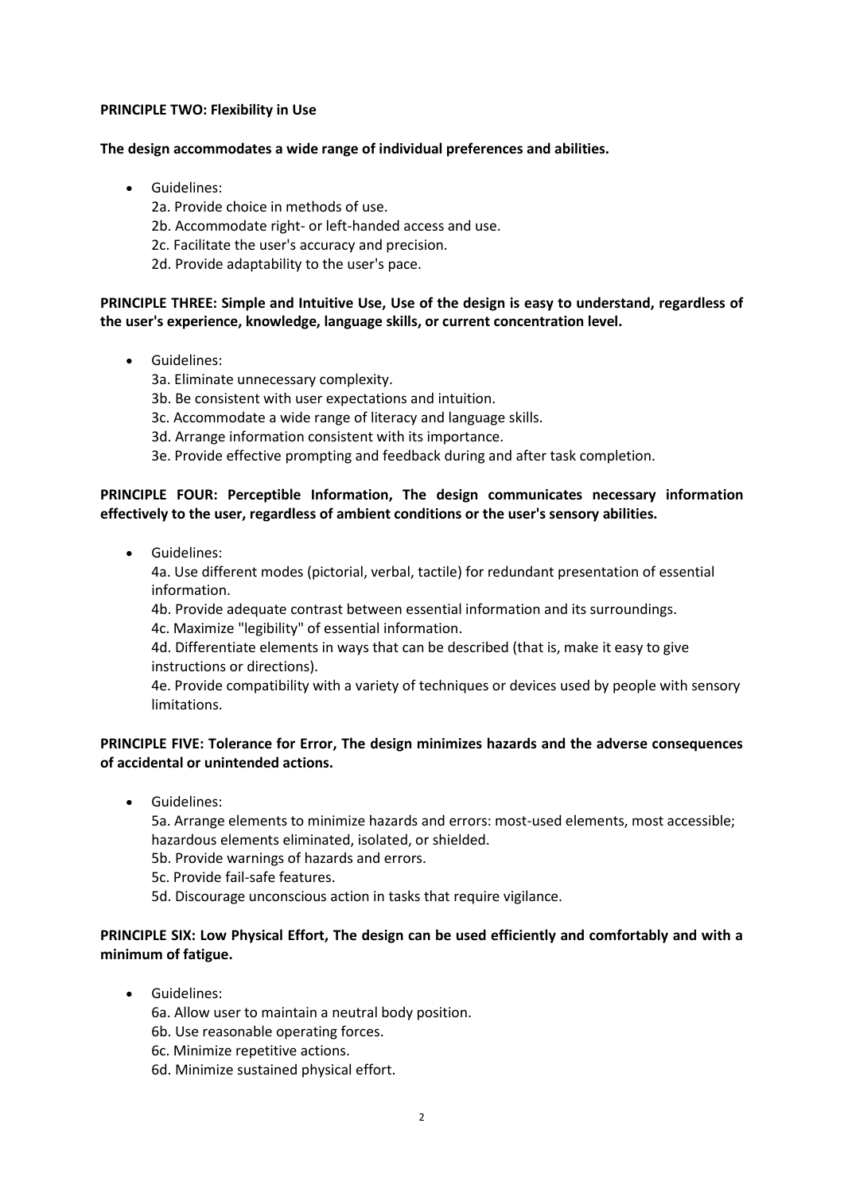**PRINCIPLE TWO: Flexibility in Use**

**The design accommodates a wide range of individual preferences and abilities.**

- Guidelines:
  2a. Provide choice in methods of use.
  2b. Accommodate right- or left-handed access and use.
  2c. Facilitate the user's accuracy and precision.
  2d. Provide adaptability to the user's pace.

**PRINCIPLE THREE: Simple and Intuitive Use, Use of the design is easy to understand, regardless of the user's experience, knowledge, language skills, or current concentration level.**

- Guidelines:
  3a. Eliminate unnecessary complexity.
  3b. Be consistent with user expectations and intuition.
  3c. Accommodate a wide range of literacy and language skills.
  3d. Arrange information consistent with its importance.
  3e. Provide effective prompting and feedback during and after task completion.

**PRINCIPLE FOUR: Perceptible Information, The design communicates necessary information effectively to the user, regardless of ambient conditions or the user's sensory abilities.**

- Guidelines:
  4a. Use different modes (pictorial, verbal, tactile) for redundant presentation of essential information.
  4b. Provide adequate contrast between essential information and its surroundings.
  4c. Maximize "legibility" of essential information.
  4d. Differentiate elements in ways that can be described (that is, make it easy to give instructions or directions).
  4e. Provide compatibility with a variety of techniques or devices used by people with sensory limitations.

**PRINCIPLE FIVE: Tolerance for Error, The design minimizes hazards and the adverse consequences of accidental or unintended actions.**

- Guidelines:
  5a. Arrange elements to minimize hazards and errors: most-used elements, most accessible; hazardous elements eliminated, isolated, or shielded.
  5b. Provide warnings of hazards and errors.
  5c. Provide fail-safe features.
  5d. Discourage unconscious action in tasks that require vigilance.

**PRINCIPLE SIX: Low Physical Effort, The design can be used efficiently and comfortably and with a minimum of fatigue.**

- Guidelines:
  6a. Allow user to maintain a neutral body position.
  6b. Use reasonable operating forces.
  6c. Minimize repetitive actions.
  6d. Minimize sustained physical effort.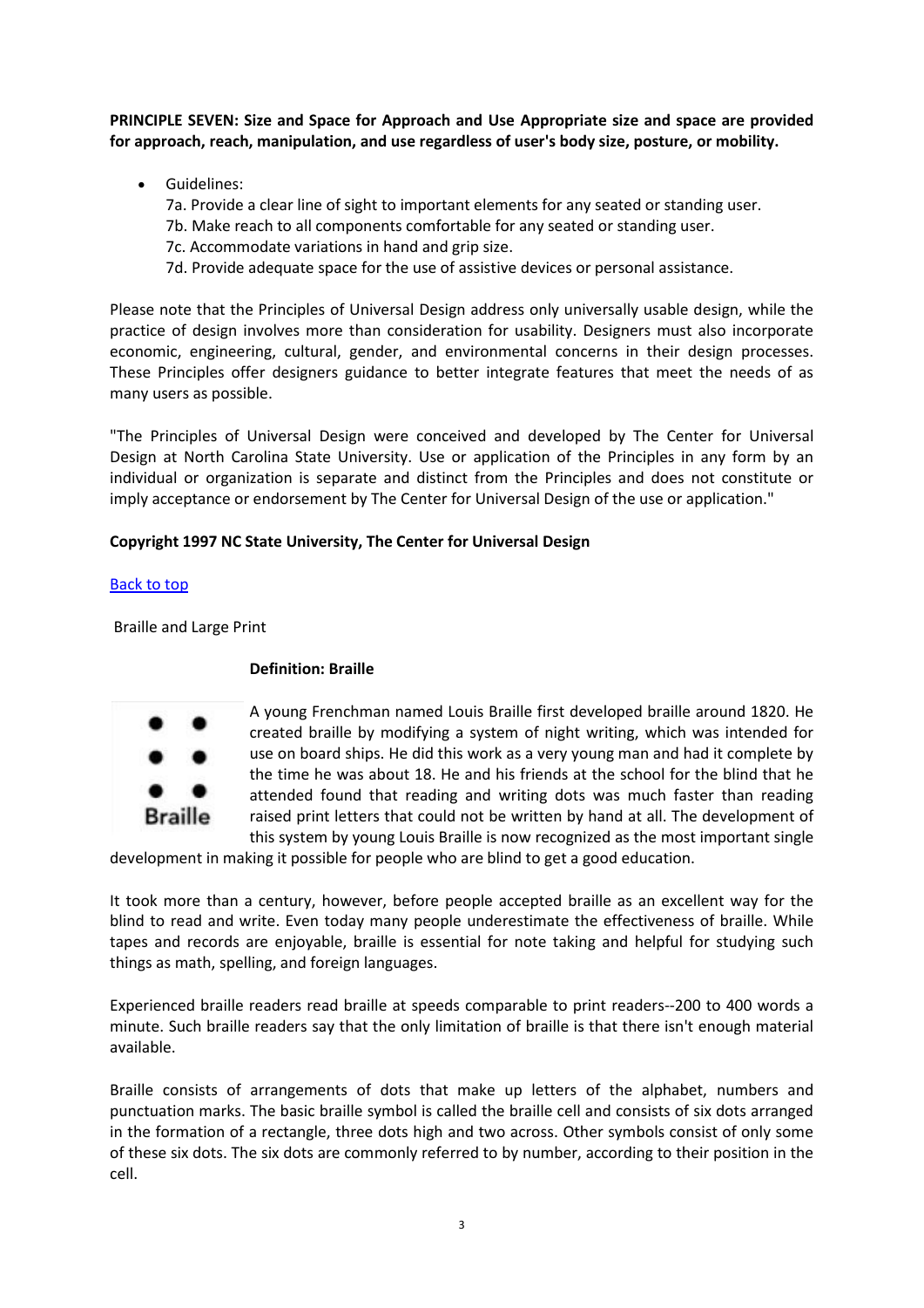**PRINCIPLE SEVEN: Size and Space for Approach and Use Appropriate size and space are provided for approach, reach, manipulation, and use regardless of user's body size, posture, or mobility.**

- Guidelines:
  7a. Provide a clear line of sight to important elements for any seated or standing user.
  7b. Make reach to all components comfortable for any seated or standing user.
  7c. Accommodate variations in hand and grip size.
  7d. Provide adequate space for the use of assistive devices or personal assistance.

Please note that the Principles of Universal Design address only universally usable design, while the practice of design involves more than consideration for usability. Designers must also incorporate economic, engineering, cultural, gender, and environmental concerns in their design processes. These Principles offer designers guidance to better integrate features that meet the needs of as many users as possible.

"The Principles of Universal Design were conceived and developed by The Center for Universal Design at North Carolina State University. Use or application of the Principles in any form by an individual or organization is separate and distinct from the Principles and does not constitute or imply acceptance or endorsement by The Center for Universal Design of the use or application."

**Copyright 1997 NC State University, The Center for Universal Design**

[Back to top]

Braille and Large Print

**Definition: Braille**

Braille

A young Frenchman named Louis Braille first developed braille around 1820. He created braille by modifying a system of night writing, which was intended for use on board ships. He did this work as a very young man and had it complete by the time he was about 18. He and his friends at the school for the blind that he attended found that reading and writing dots was much faster than reading raised print letters that could not be written by hand at all. The development of this system by young Louis Braille is now recognized as the most important single development in making it possible for people who are blind to get a good education.

It took more than a century, however, before people accepted braille as an excellent way for the blind to read and write. Even today many people underestimate the effectiveness of braille. While tapes and records are enjoyable, braille is essential for note taking and helpful for studying such things as math, spelling, and foreign languages.

Experienced braille readers read braille at speeds comparable to print readers--200 to 400 words a minute. Such braille readers say that the only limitation of braille is that there isn't enough material available.

Braille consists of arrangements of dots that make up letters of the alphabet, numbers and punctuation marks. The basic braille symbol is called the braille cell and consists of six dots arranged in the formation of a rectangle, three dots high and two across. Other symbols consist of only some of these six dots. The six dots are commonly referred to by number, according to their position in the cell.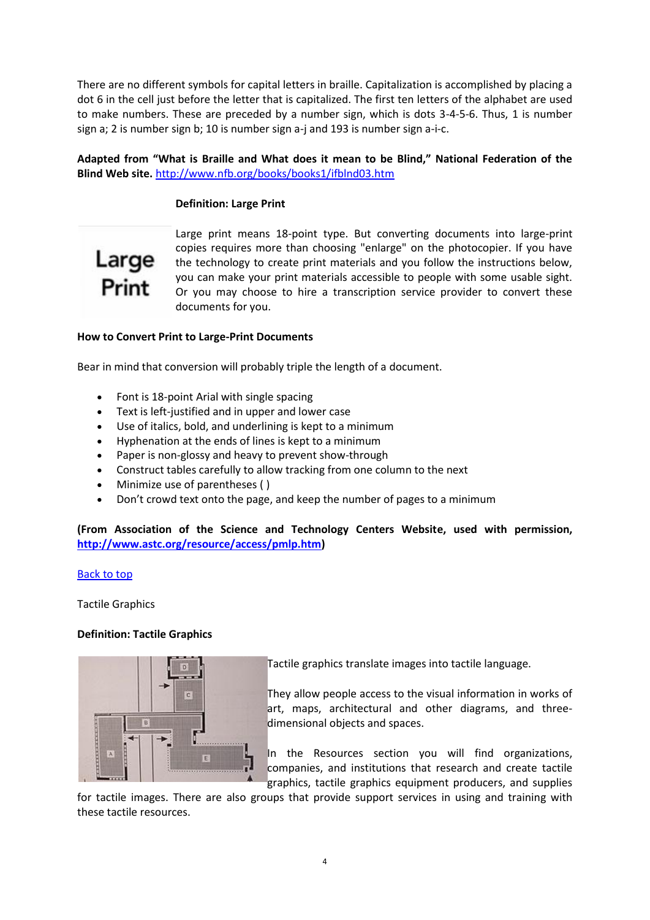There are no different symbols for capital letters in braille. Capitalization is accomplished by placing a dot 6 in the cell just before the letter that is capitalized. The first ten letters of the alphabet are used to make numbers. These are preceded by a number sign, which is dots 3-4-5-6. Thus, 1 is number sign a; 2 is number sign b; 10 is number sign a-j and 193 is number sign a-i-c.

**Adapted from "What is Braille and What does it mean to be Blind," National Federation of the Blind Web site.** http://www.nfb.org/books/books1/ifblnd03.htm

**Definition: Large Print**

Large print means 18-point type. But converting documents into large-print copies requires more than choosing "enlarge" on the photocopier. If you have the technology to create print materials and you follow the instructions below, you can make your print materials accessible to people with some usable sight. Or you may choose to hire a transcription service provider to convert these documents for you.

**How to Convert Print to Large-Print Documents**

Bear in mind that conversion will probably triple the length of a document.

- Font is 18-point Arial with single spacing
- Text is left-justified and in upper and lower case
- Use of italics, bold, and underlining is kept to a minimum
- Hyphenation at the ends of lines is kept to a minimum
- Paper is non-glossy and heavy to prevent show-through
- Construct tables carefully to allow tracking from one column to the next
- Minimize use of parentheses ( )
- Don't crowd text onto the page, and keep the number of pages to a minimum

**(From Association of the Science and Technology Centers Website, used with permission, http://www.astc.org/resource/access/pmlp.htm)**

Back to top

Tactile Graphics

**Definition: Tactile Graphics**

Tactile graphics translate images into tactile language.

They allow people access to the visual information in works of art, maps, architectural and other diagrams, and three-dimensional objects and spaces.

In the Resources section you will find organizations, companies, and institutions that research and create tactile graphics, tactile graphics equipment producers, and supplies for tactile images. There are also groups that provide support services in using and training with these tactile resources.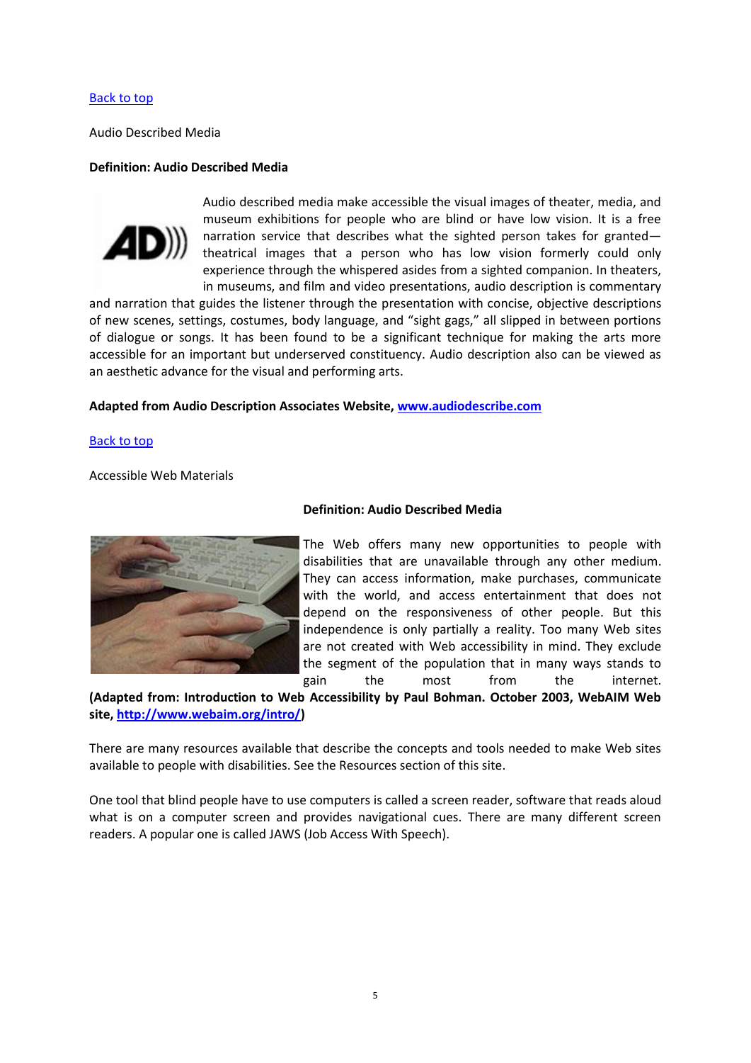[Back to top](#)

Audio Described Media

**Definition: Audio Described Media**

Audio described media make accessible the visual images of theater, media, and museum exhibitions for people who are blind or have low vision. It is a free narration service that describes what the sighted person takes for granted—theatrical images that a person who has low vision formerly could only experience through the whispered asides from a sighted companion. In theaters, in museums, and film and video presentations, audio description is commentary and narration that guides the listener through the presentation with concise, objective descriptions of new scenes, settings, costumes, body language, and "sight gags," all slipped in between portions of dialogue or songs. It has been found to be a significant technique for making the arts more accessible for an important but underserved constituency. Audio description also can be viewed as an aesthetic advance for the visual and performing arts.

**Adapted from Audio Description Associates Website, [www.audiodescribe.com](http://www.audiodescribe.com)**

[Back to top](#)

Accessible Web Materials

**Definition: Audio Described Media**

The Web offers many new opportunities to people with disabilities that are unavailable through any other medium. They can access information, make purchases, communicate with the world, and access entertainment that does not depend on the responsiveness of other people. But this independence is only partially a reality. Too many Web sites are not created with Web accessibility in mind. They exclude the segment of the population that in many ways stands to gain the most from the internet.
**(Adapted from: Introduction to Web Accessibility by Paul Bohman. October 2003, WebAIM Web site, [http://www.webaim.org/intro/](http://www.webaim.org/intro/))**

There are many resources available that describe the concepts and tools needed to make Web sites available to people with disabilities. See the Resources section of this site.

One tool that blind people have to use computers is called a screen reader, software that reads aloud what is on a computer screen and provides navigational cues. There are many different screen readers. A popular one is called JAWS (Job Access With Speech).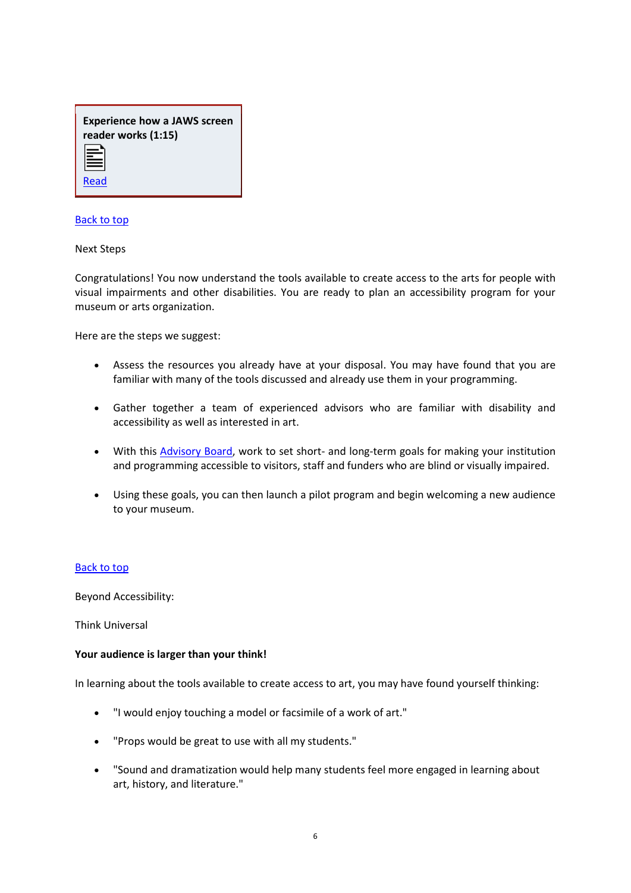**Experience how a JAWS screen reader works (1:15)**

[Read](#)

[Back to top](#)

Next Steps

Congratulations! You now understand the tools available to create access to the arts for people with visual impairments and other disabilities. You are ready to plan an accessibility program for your museum or arts organization.

Here are the steps we suggest:

- Assess the resources you already have at your disposal. You may have found that you are familiar with many of the tools discussed and already use them in your programming.
- Gather together a team of experienced advisors who are familiar with disability and accessibility as well as interested in art.
- With this [Advisory Board](#), work to set short- and long-term goals for making your institution and programming accessible to visitors, staff and funders who are blind or visually impaired.
- Using these goals, you can then launch a pilot program and begin welcoming a new audience to your museum.

[Back to top](#)

Beyond Accessibility:

Think Universal

**Your audience is larger than your think!**

In learning about the tools available to create access to art, you may have found yourself thinking:

- "I would enjoy touching a model or facsimile of a work of art."
- "Props would be great to use with all my students."
- "Sound and dramatization would help many students feel more engaged in learning about art, history, and literature."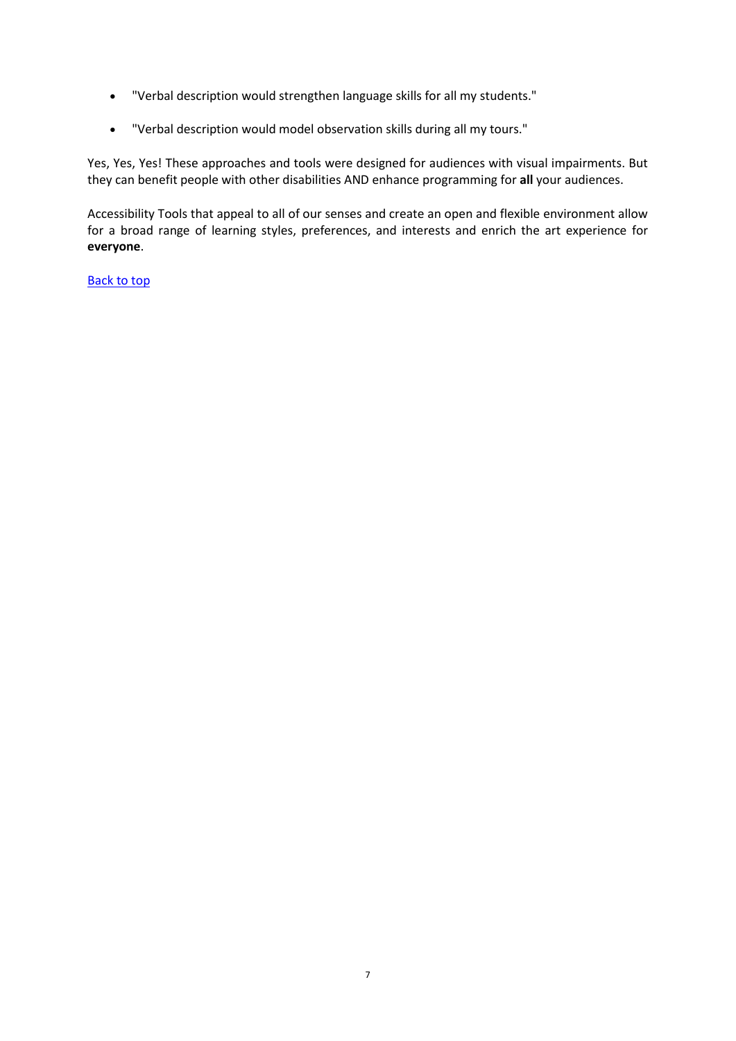- "Verbal description would strengthen language skills for all my students."
- "Verbal description would model observation skills during all my tours."

Yes, Yes, Yes! These approaches and tools were designed for audiences with visual impairments. But they can benefit people with other disabilities AND enhance programming for **all** your audiences.

Accessibility Tools that appeal to all of our senses and create an open and flexible environment allow for a broad range of learning styles, preferences, and interests and enrich the art experience for **everyone**.

Back to top